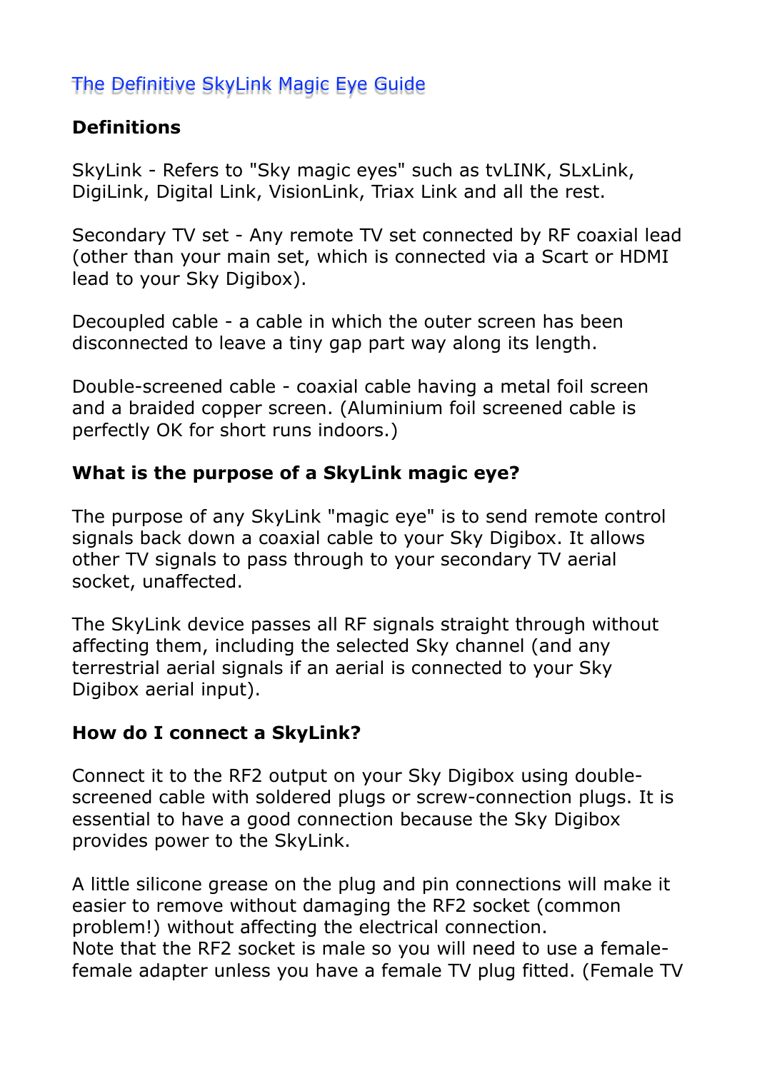# The Definitive SkyLink Magic Eye Guide

## Definitions

SkyLink - Refers to "Sky magic eyes" such as tvLINK, SLxLink, DigiLink, Digital Link, VisionLink, Triax Link and all the rest.

Secondary TV set - Any remote TV set connected by RF coaxial lead (other than your main set, which is connected via a Scart or HDMI lead to your Sky Digibox).

Decoupled cable - a cable in which the outer screen has been disconnected to leave a tiny gap part way along its length.

Double-screened cable - coaxial cable having a metal foil screen and a braided copper screen. (Aluminium foil screened cable is perfectly OK for short runs indoors.)

## What is the purpose of a SkyLink magic eye?

The purpose of any SkyLink "magic eye" is to send remote control signals back down a coaxial cable to your Sky Digibox. It allows other TV signals to pass through to your secondary TV aerial socket, unaffected.

The SkyLink device passes all RF signals straight through without affecting them, including the selected Sky channel (and any terrestrial aerial signals if an aerial is connected to your Sky Digibox aerial input).

## How do I connect a SkyLink?

Connect it to the RF2 output on your Sky Digibox using double-screened cable with soldered plugs or screw-connection plugs. It is essential to have a good connection because the Sky Digibox provides power to the SkyLink.

A little silicone grease on the plug and pin connections will make it easier to remove without damaging the RF2 socket (common problem!) without affecting the electrical connection.
Note that the RF2 socket is male so you will need to use a female-female adapter unless you have a female TV plug fitted. (Female TV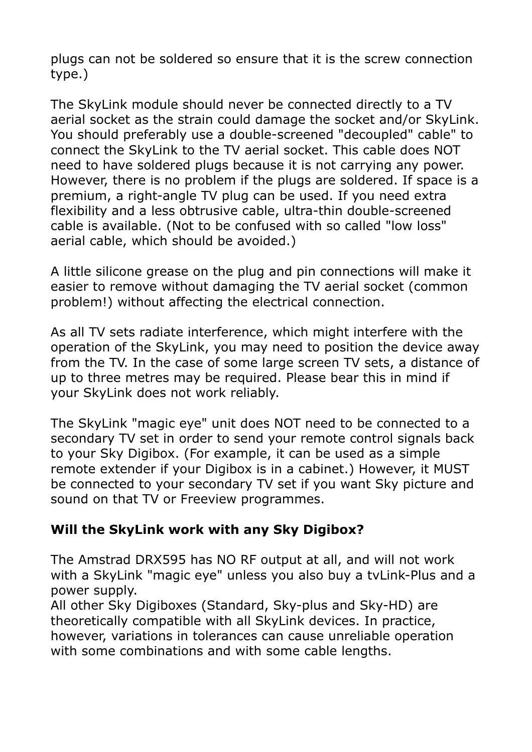plugs can not be soldered so ensure that it is the screw connection type.)

The SkyLink module should never be connected directly to a TV aerial socket as the strain could damage the socket and/or SkyLink. You should preferably use a double-screened "decoupled" cable" to connect the SkyLink to the TV aerial socket. This cable does NOT need to have soldered plugs because it is not carrying any power. However, there is no problem if the plugs are soldered. If space is a premium, a right-angle TV plug can be used. If you need extra flexibility and a less obtrusive cable, ultra-thin double-screened cable is available. (Not to be confused with so called "low loss" aerial cable, which should be avoided.)

A little silicone grease on the plug and pin connections will make it easier to remove without damaging the TV aerial socket (common problem!) without affecting the electrical connection.

As all TV sets radiate interference, which might interfere with the operation of the SkyLink, you may need to position the device away from the TV. In the case of some large screen TV sets, a distance of up to three metres may be required. Please bear this in mind if your SkyLink does not work reliably.

The SkyLink "magic eye" unit does NOT need to be connected to a secondary TV set in order to send your remote control signals back to your Sky Digibox. (For example, it can be used as a simple remote extender if your Digibox is in a cabinet.) However, it MUST be connected to your secondary TV set if you want Sky picture and sound on that TV or Freeview programmes.

**Will the SkyLink work with any Sky Digibox?**

The Amstrad DRX595 has NO RF output at all, and will not work with a SkyLink "magic eye" unless you also buy a tvLink-Plus and a power supply.
All other Sky Digiboxes (Standard, Sky-plus and Sky-HD) are theoretically compatible with all SkyLink devices. In practice, however, variations in tolerances can cause unreliable operation with some combinations and with some cable lengths.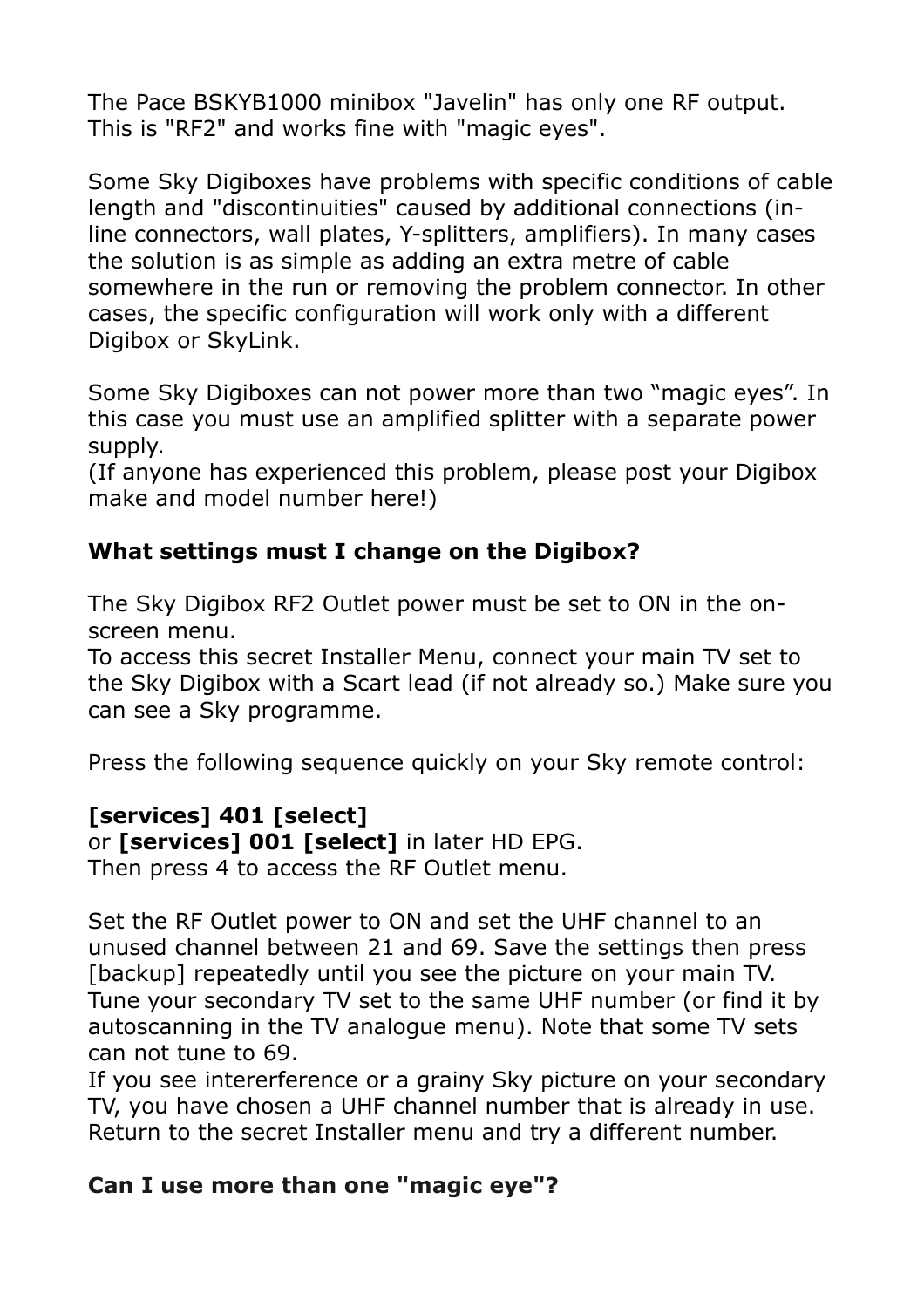The Pace BSKYB1000 minibox "Javelin" has only one RF output. This is "RF2" and works fine with "magic eyes".

Some Sky Digiboxes have problems with specific conditions of cable length and "discontinuities" caused by additional connections (in-line connectors, wall plates, Y-splitters, amplifiers). In many cases the solution is as simple as adding an extra metre of cable somewhere in the run or removing the problem connector. In other cases, the specific configuration will work only with a different Digibox or SkyLink.

Some Sky Digiboxes can not power more than two “magic eyes”. In this case you must use an amplified splitter with a separate power supply.
(If anyone has experienced this problem, please post your Digibox make and model number here!)

**What settings must I change on the Digibox?**

The Sky Digibox RF2 Outlet power must be set to ON in the on-screen menu.
To access this secret Installer Menu, connect your main TV set to the Sky Digibox with a Scart lead (if not already so.) Make sure you can see a Sky programme.

Press the following sequence quickly on your Sky remote control:

**[services] 401 [select]**
or **[services] 001 [select]** in later HD EPG.
Then press 4 to access the RF Outlet menu.

Set the RF Outlet power to ON and set the UHF channel to an unused channel between 21 and 69. Save the settings then press [backup] repeatedly until you see the picture on your main TV. Tune your secondary TV set to the same UHF number (or find it by autoscanning in the TV analogue menu). Note that some TV sets can not tune to 69.
If you see intererference or a grainy Sky picture on your secondary TV, you have chosen a UHF channel number that is already in use. Return to the secret Installer menu and try a different number.

**Can I use more than one "magic eye"?**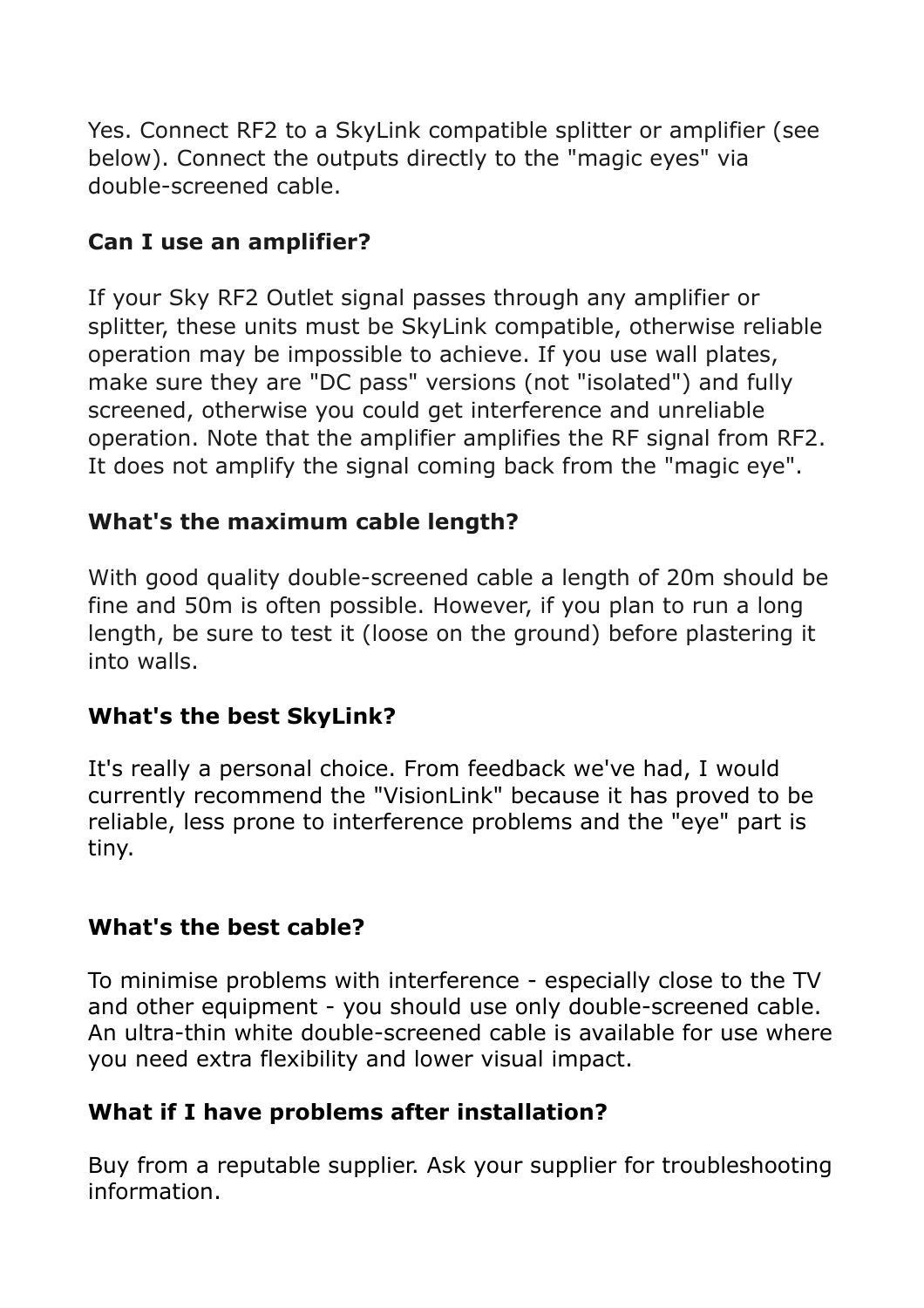Yes. Connect RF2 to a SkyLink compatible splitter or amplifier (see below). Connect the outputs directly to the "magic eyes" via double-screened cable.

### Can I use an amplifier?

If your Sky RF2 Outlet signal passes through any amplifier or splitter, these units must be SkyLink compatible, otherwise reliable operation may be impossible to achieve. If you use wall plates, make sure they are "DC pass" versions (not "isolated") and fully screened, otherwise you could get interference and unreliable operation. Note that the amplifier amplifies the RF signal from RF2. It does not amplify the signal coming back from the "magic eye".

### What's the maximum cable length?

With good quality double-screened cable a length of 20m should be fine and 50m is often possible. However, if you plan to run a long length, be sure to test it (loose on the ground) before plastering it into walls.

### What's the best SkyLink?

It's really a personal choice. From feedback we've had, I would currently recommend the "VisionLink" because it has proved to be reliable, less prone to interference problems and the "eye" part is tiny.

### What's the best cable?

To minimise problems with interference - especially close to the TV and other equipment - you should use only double-screened cable. An ultra-thin white double-screened cable is available for use where you need extra flexibility and lower visual impact.

### What if I have problems after installation?

Buy from a reputable supplier. Ask your supplier for troubleshooting information.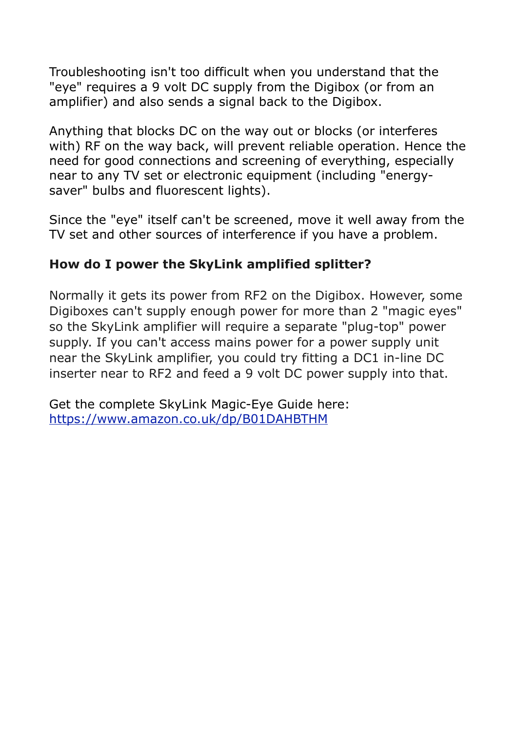Troubleshooting isn't too difficult when you understand that the "eye" requires a 9 volt DC supply from the Digibox (or from an amplifier) and also sends a signal back to the Digibox.

Anything that blocks DC on the way out or blocks (or interferes with) RF on the way back, will prevent reliable operation. Hence the need for good connections and screening of everything, especially near to any TV set or electronic equipment (including "energy-saver" bulbs and fluorescent lights).

Since the "eye" itself can't be screened, move it well away from the TV set and other sources of interference if you have a problem.

### How do I power the SkyLink amplified splitter?

Normally it gets its power from RF2 on the Digibox. However, some Digiboxes can't supply enough power for more than 2 "magic eyes" so the SkyLink amplifier will require a separate "plug-top" power supply. If you can't access mains power for a power supply unit near the SkyLink amplifier, you could try fitting a DC1 in-line DC inserter near to RF2 and feed a 9 volt DC power supply into that.

Get the complete SkyLink Magic-Eye Guide here:
[https://www.amazon.co.uk/dp/B01DAHBTHM](https://www.amazon.co.uk/dp/B01DAHBTHM)